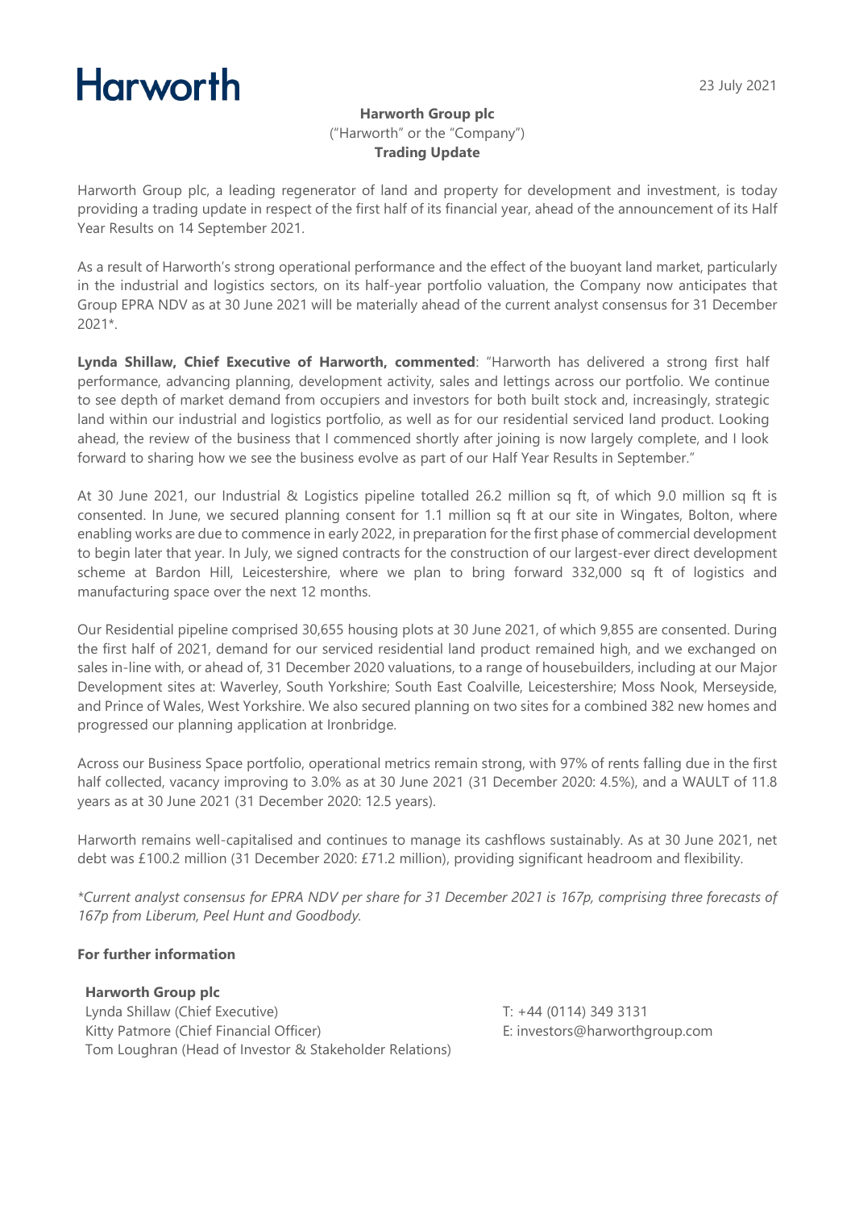# Harworth

23 July 2021

**Harworth Group plc**
("Harworth" or the "Company")
**Trading Update**

Harworth Group plc, a leading regenerator of land and property for development and investment, is today providing a trading update in respect of the first half of its financial year, ahead of the announcement of its Half Year Results on 14 September 2021.

As a result of Harworth's strong operational performance and the effect of the buoyant land market, particularly in the industrial and logistics sectors, on its half-year portfolio valuation, the Company now anticipates that Group EPRA NDV as at 30 June 2021 will be materially ahead of the current analyst consensus for 31 December 2021*.

**Lynda Shillaw, Chief Executive of Harworth, commented**: "Harworth has delivered a strong first half performance, advancing planning, development activity, sales and lettings across our portfolio. We continue to see depth of market demand from occupiers and investors for both built stock and, increasingly, strategic land within our industrial and logistics portfolio, as well as for our residential serviced land product. Looking ahead, the review of the business that I commenced shortly after joining is now largely complete, and I look forward to sharing how we see the business evolve as part of our Half Year Results in September."

At 30 June 2021, our Industrial & Logistics pipeline totalled 26.2 million sq ft, of which 9.0 million sq ft is consented. In June, we secured planning consent for 1.1 million sq ft at our site in Wingates, Bolton, where enabling works are due to commence in early 2022, in preparation for the first phase of commercial development to begin later that year. In July, we signed contracts for the construction of our largest-ever direct development scheme at Bardon Hill, Leicestershire, where we plan to bring forward 332,000 sq ft of logistics and manufacturing space over the next 12 months.

Our Residential pipeline comprised 30,655 housing plots at 30 June 2021, of which 9,855 are consented. During the first half of 2021, demand for our serviced residential land product remained high, and we exchanged on sales in-line with, or ahead of, 31 December 2020 valuations, to a range of housebuilders, including at our Major Development sites at: Waverley, South Yorkshire; South East Coalville, Leicestershire; Moss Nook, Merseyside, and Prince of Wales, West Yorkshire. We also secured planning on two sites for a combined 382 new homes and progressed our planning application at Ironbridge.

Across our Business Space portfolio, operational metrics remain strong, with 97% of rents falling due in the first half collected, vacancy improving to 3.0% as at 30 June 2021 (31 December 2020: 4.5%), and a WAULT of 11.8 years as at 30 June 2021 (31 December 2020: 12.5 years).

Harworth remains well-capitalised and continues to manage its cashflows sustainably. As at 30 June 2021, net debt was £100.2 million (31 December 2020: £71.2 million), providing significant headroom and flexibility.

*\*Current analyst consensus for EPRA NDV per share for 31 December 2021 is 167p, comprising three forecasts of 167p from Liberum, Peel Hunt and Goodbody.*

**For further information**

**Harworth Group plc**
Lynda Shillaw (Chief Executive)
Kitty Patmore (Chief Financial Officer)
Tom Loughran (Head of Investor & Stakeholder Relations)

T: +44 (0114) 349 3131
E: investors@harworthgroup.com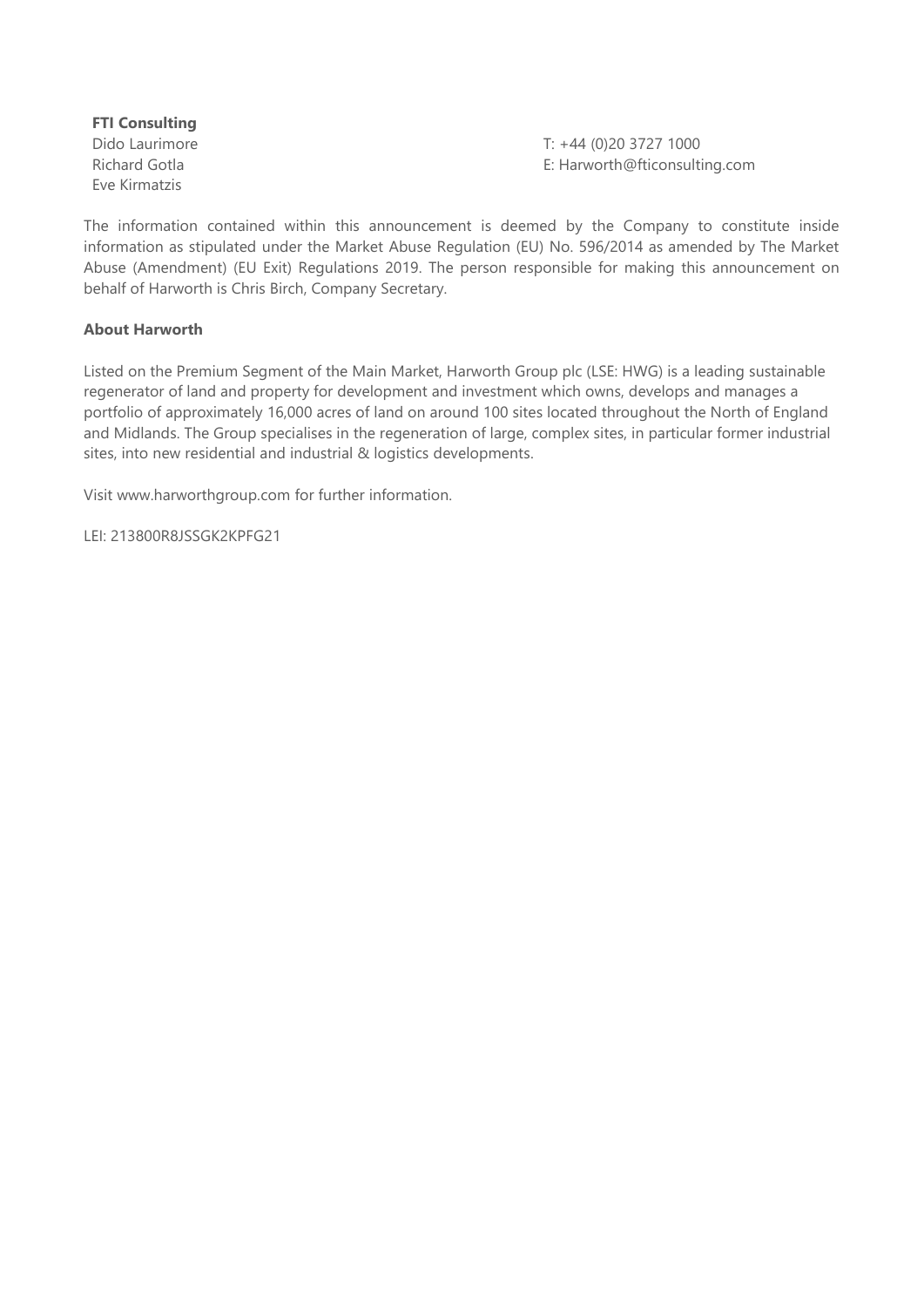**FTI Consulting**

Dido Laurimore
Richard Gotla
Eve Kirmatzis

T: +44 (0)20 3727 1000
E: Harworth@fticonsulting.com

The information contained within this announcement is deemed by the Company to constitute inside information as stipulated under the Market Abuse Regulation (EU) No. 596/2014 as amended by The Market Abuse (Amendment) (EU Exit) Regulations 2019. The person responsible for making this announcement on behalf of Harworth is Chris Birch, Company Secretary.

**About Harworth**

Listed on the Premium Segment of the Main Market, Harworth Group plc (LSE: HWG) is a leading sustainable regenerator of land and property for development and investment which owns, develops and manages a portfolio of approximately 16,000 acres of land on around 100 sites located throughout the North of England and Midlands. The Group specialises in the regeneration of large, complex sites, in particular former industrial sites, into new residential and industrial & logistics developments.

Visit www.harworthgroup.com for further information.

LEI: 213800R8JSSGK2KPFG21